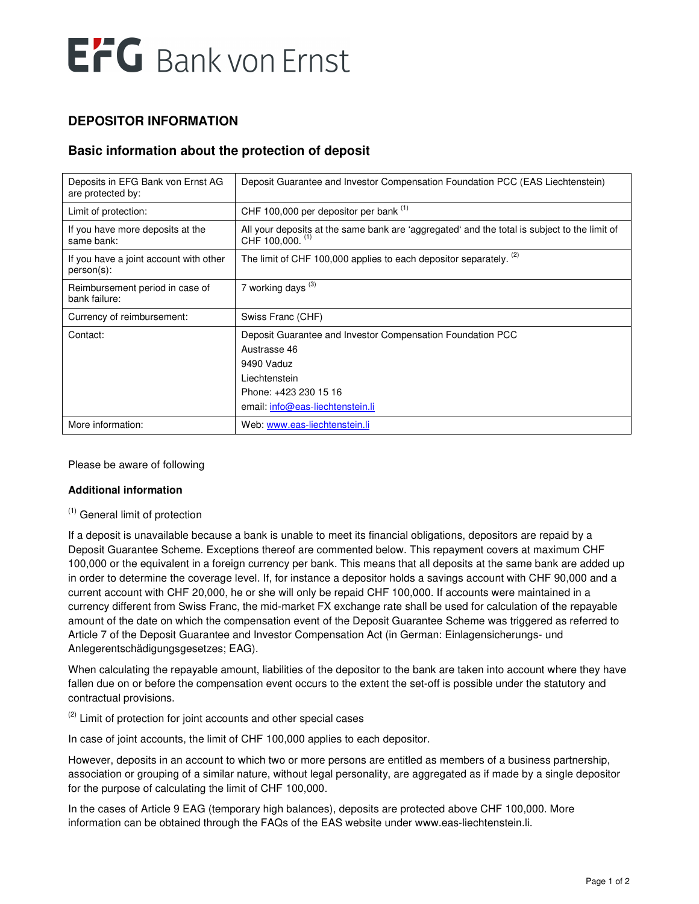EFG Bank von Ernst

# DEPOSITOR INFORMATION

## Basic information about the protection of deposit

| | |
|---|---|
| Deposits in EFG Bank von Ernst AG are protected by: | Deposit Guarantee and Investor Compensation Foundation PCC (EAS Liechtenstein) |
| Limit of protection: | CHF 100,000 per depositor per bank [(1)] |
| If you have more deposits at the same bank: | All your deposits at the same bank are 'aggregated' and the total is subject to the limit of CHF 100,000. [(1)] |
| If you have a joint account with other person(s): | The limit of CHF 100,000 applies to each depositor separately. [(2)] |
| Reimbursement period in case of bank failure: | 7 working days [(3)] |
| Currency of reimbursement: | Swiss Franc (CHF) |
| Contact: | Deposit Guarantee and Investor Compensation Foundation PCC<br>Austrasse 46<br>9490 Vaduz<br>Liechtenstein<br>Phone: +423 230 15 16<br>email: info@eas-liechtenstein.li |
| More information: | Web: www.eas-liechtenstein.li |

Please be aware of following

**Additional information**

[(1)] General limit of protection

If a deposit is unavailable because a bank is unable to meet its financial obligations, depositors are repaid by a Deposit Guarantee Scheme. Exceptions thereof are commented below. This repayment covers at maximum CHF 100,000 or the equivalent in a foreign currency per bank. This means that all deposits at the same bank are added up in order to determine the coverage level. If, for instance a depositor holds a savings account with CHF 90,000 and a current account with CHF 20,000, he or she will only be repaid CHF 100,000. If accounts were maintained in a currency different from Swiss Franc, the mid-market FX exchange rate shall be used for calculation of the repayable amount of the date on which the compensation event of the Deposit Guarantee Scheme was triggered as referred to Article 7 of the Deposit Guarantee and Investor Compensation Act (in German: Einlagensicherungs- und Anlegerentschädigungsgesetzes; EAG).

When calculating the repayable amount, liabilities of the depositor to the bank are taken into account where they have fallen due on or before the compensation event occurs to the extent the set-off is possible under the statutory and contractual provisions.

[(2)] Limit of protection for joint accounts and other special cases

In case of joint accounts, the limit of CHF 100,000 applies to each depositor.

However, deposits in an account to which two or more persons are entitled as members of a business partnership, association or grouping of a similar nature, without legal personality, are aggregated as if made by a single depositor for the purpose of calculating the limit of CHF 100,000.

In the cases of Article 9 EAG (temporary high balances), deposits are protected above CHF 100,000. More information can be obtained through the FAQs of the EAS website under www.eas-liechtenstein.li.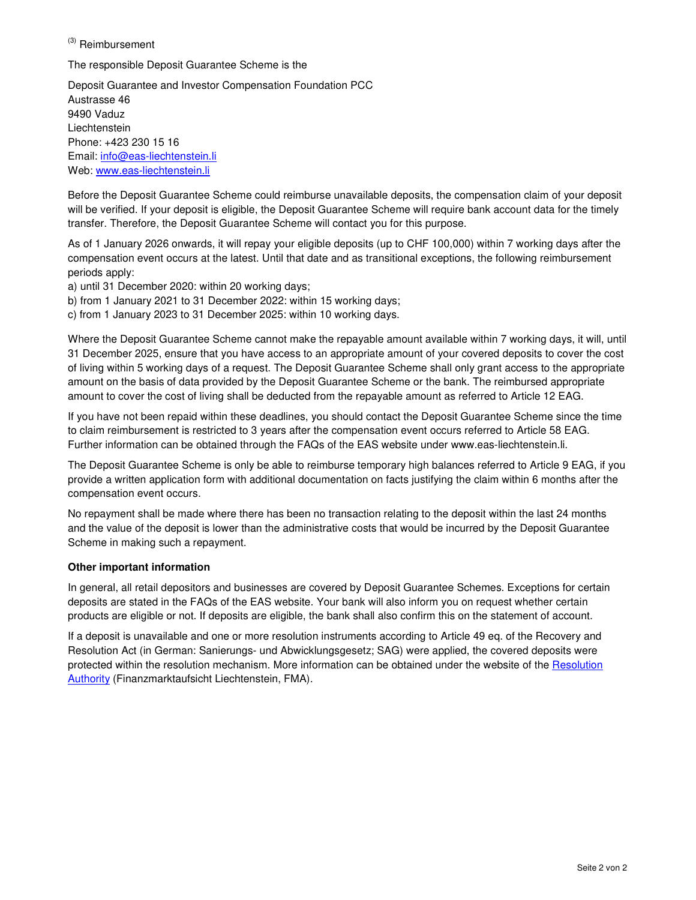[3] Reimbursement

The responsible Deposit Guarantee Scheme is the

Deposit Guarantee and Investor Compensation Foundation PCC  
Austrasse 46  
9490 Vaduz  
Liechtenstein  
Phone: +423 230 15 16  
Email: info@eas-liechtenstein.li  
Web: www.eas-liechtenstein.li

Before the Deposit Guarantee Scheme could reimburse unavailable deposits, the compensation claim of your deposit will be verified. If your deposit is eligible, the Deposit Guarantee Scheme will require bank account data for the timely transfer. Therefore, the Deposit Guarantee Scheme will contact you for this purpose.

As of 1 January 2026 onwards, it will repay your eligible deposits (up to CHF 100,000) within 7 working days after the compensation event occurs at the latest. Until that date and as transitional exceptions, the following reimbursement periods apply:  
a) until 31 December 2020: within 20 working days;  
b) from 1 January 2021 to 31 December 2022: within 15 working days;  
c) from 1 January 2023 to 31 December 2025: within 10 working days.

Where the Deposit Guarantee Scheme cannot make the repayable amount available within 7 working days, it will, until 31 December 2025, ensure that you have access to an appropriate amount of your covered deposits to cover the cost of living within 5 working days of a request. The Deposit Guarantee Scheme shall only grant access to the appropriate amount on the basis of data provided by the Deposit Guarantee Scheme or the bank. The reimbursed appropriate amount to cover the cost of living shall be deducted from the repayable amount as referred to Article 12 EAG.

If you have not been repaid within these deadlines, you should contact the Deposit Guarantee Scheme since the time to claim reimbursement is restricted to 3 years after the compensation event occurs referred to Article 58 EAG. Further information can be obtained through the FAQs of the EAS website under www.eas-liechtenstein.li.

The Deposit Guarantee Scheme is only be able to reimburse temporary high balances referred to Article 9 EAG, if you provide a written application form with additional documentation on facts justifying the claim within 6 months after the compensation event occurs.

No repayment shall be made where there has been no transaction relating to the deposit within the last 24 months and the value of the deposit is lower than the administrative costs that would be incurred by the Deposit Guarantee Scheme in making such a repayment.

**Other important information**

In general, all retail depositors and businesses are covered by Deposit Guarantee Schemes. Exceptions for certain deposits are stated in the FAQs of the EAS website. Your bank will also inform you on request whether certain products are eligible or not. If deposits are eligible, the bank shall also confirm this on the statement of account.

If a deposit is unavailable and one or more resolution instruments according to Article 49 eq. of the Recovery and Resolution Act (in German: Sanierungs- und Abwicklungsgesetz; SAG) were applied, the covered deposits were protected within the resolution mechanism. More information can be obtained under the website of the Resolution Authority (Finanzmarktaufsicht Liechtenstein, FMA).